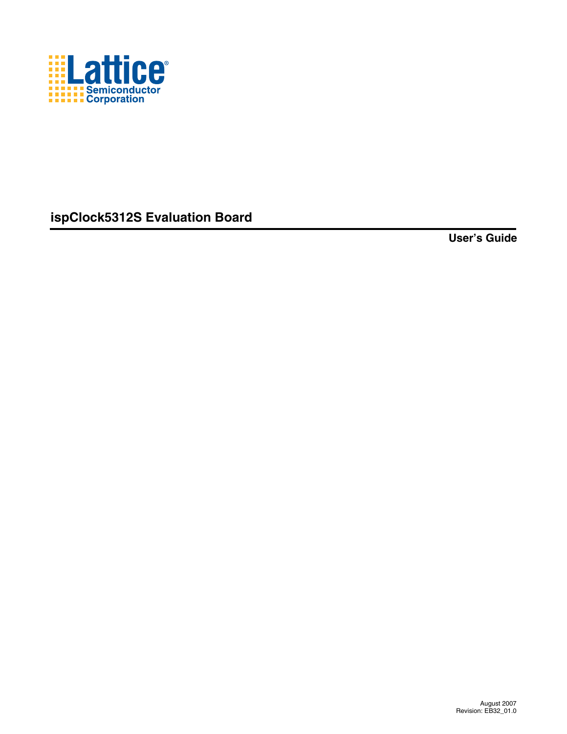Lattice Semiconductor Corporation

# ispClock5312S Evaluation Board

**User's Guide**

August 2007
Revision: EB32_01.0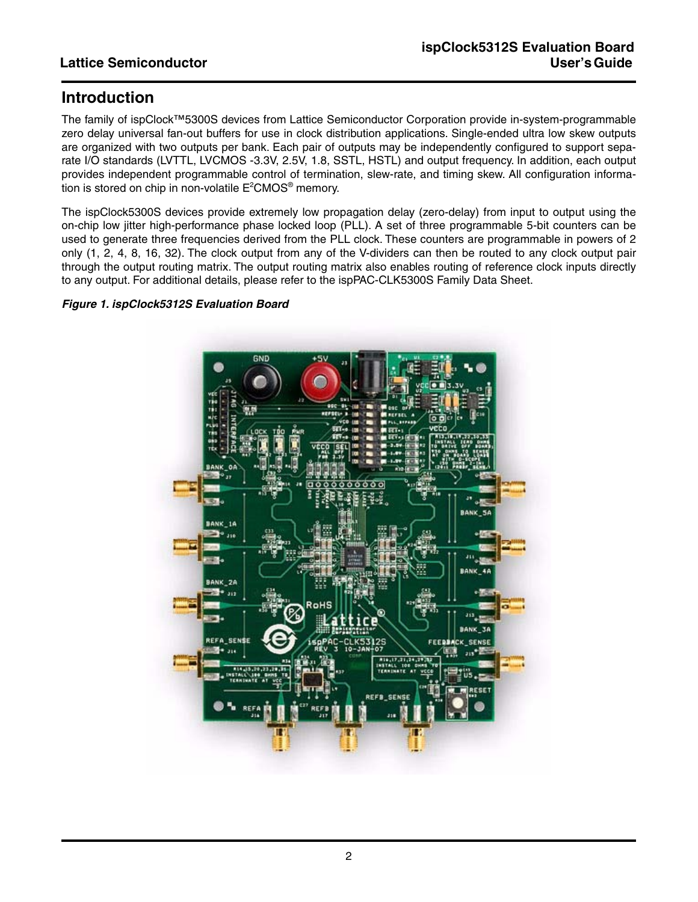## Introduction

The family of ispClock™5300S devices from Lattice Semiconductor Corporation provide in-system-programmable zero delay universal fan-out buffers for use in clock distribution applications. Single-ended ultra low skew outputs are organized with two outputs per bank. Each pair of outputs may be independently configured to support separate I/O standards (LVTTL, LVCMOS -3.3V, 2.5V, 1.8, SSTL, HSTL) and output frequency. In addition, each output provides independent programmable control of termination, slew-rate, and timing skew. All configuration information is stored on chip in non-volatile $E^2$CMOS® memory.

The ispClock5300S devices provide extremely low propagation delay (zero-delay) from input to output using the on-chip low jitter high-performance phase locked loop (PLL). A set of three programmable 5-bit counters can be used to generate three frequencies derived from the PLL clock. These counters are programmable in powers of 2 only (1, 2, 4, 8, 16, 32). The clock output from any of the V-dividers can then be routed to any clock output pair through the output routing matrix. The output routing matrix also enables routing of reference clock inputs directly to any output. For additional details, please refer to the ispPAC-CLK5300S Family Data Sheet.

*Figure 1. ispClock5312S Evaluation Board*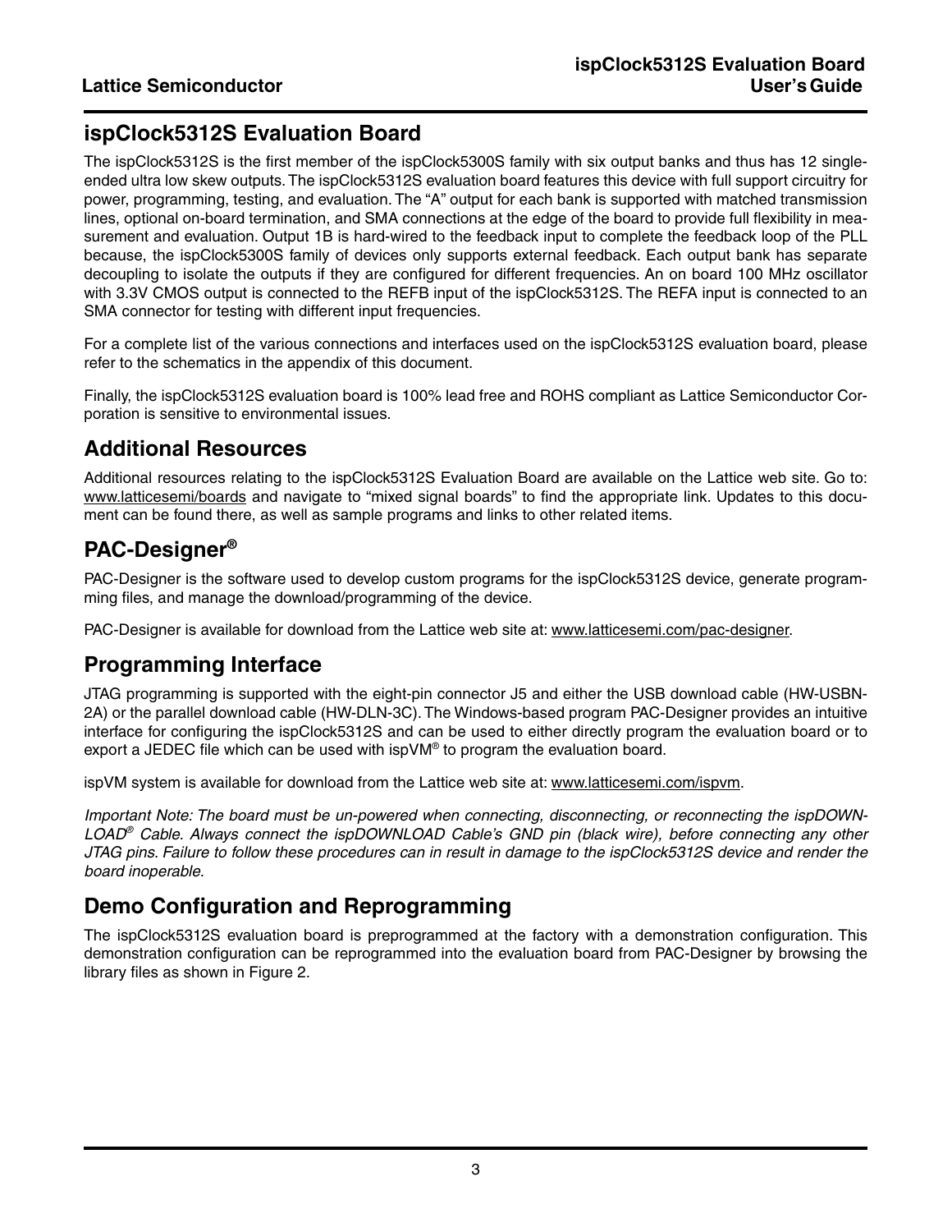## ispClock5312S Evaluation Board

The ispClock5312S is the first member of the ispClock5300S family with six output banks and thus has 12 single-ended ultra low skew outputs. The ispClock5312S evaluation board features this device with full support circuitry for power, programming, testing, and evaluation. The “A” output for each bank is supported with matched transmission lines, optional on-board termination, and SMA connections at the edge of the board to provide full flexibility in measurement and evaluation. Output 1B is hard-wired to the feedback input to complete the feedback loop of the PLL because, the ispClock5300S family of devices only supports external feedback. Each output bank has separate decoupling to isolate the outputs if they are configured for different frequencies. An on board 100 MHz oscillator with 3.3V CMOS output is connected to the REFB input of the ispClock5312S. The REFA input is connected to an SMA connector for testing with different input frequencies.

For a complete list of the various connections and interfaces used on the ispClock5312S evaluation board, please refer to the schematics in the appendix of this document.

Finally, the ispClock5312S evaluation board is 100% lead free and ROHS compliant as Lattice Semiconductor Corporation is sensitive to environmental issues.

## Additional Resources

Additional resources relating to the ispClock5312S Evaluation Board are available on the Lattice web site. Go to: www.latticesemi/boards and navigate to “mixed signal boards” to find the appropriate link. Updates to this document can be found there, as well as sample programs and links to other related items.

## PAC-Designer®

PAC-Designer is the software used to develop custom programs for the ispClock5312S device, generate programming files, and manage the download/programming of the device.

PAC-Designer is available for download from the Lattice web site at: www.latticesemi.com/pac-designer.

## Programming Interface

JTAG programming is supported with the eight-pin connector J5 and either the USB download cable (HW-USBN-2A) or the parallel download cable (HW-DLN-3C). The Windows-based program PAC-Designer provides an intuitive interface for configuring the ispClock5312S and can be used to either directly program the evaluation board or to export a JEDEC file which can be used with ispVM® to program the evaluation board.

ispVM system is available for download from the Lattice web site at: www.latticesemi.com/ispvm.

*Important Note: The board must be un-powered when connecting, disconnecting, or reconnecting the ispDOWNLOAD® Cable. Always connect the ispDOWNLOAD Cable’s GND pin (black wire), before connecting any other JTAG pins. Failure to follow these procedures can in result in damage to the ispClock5312S device and render the board inoperable.*

## Demo Configuration and Reprogramming

The ispClock5312S evaluation board is preprogrammed at the factory with a demonstration configuration. This demonstration configuration can be reprogrammed into the evaluation board from PAC-Designer by browsing the library files as shown in Figure 2.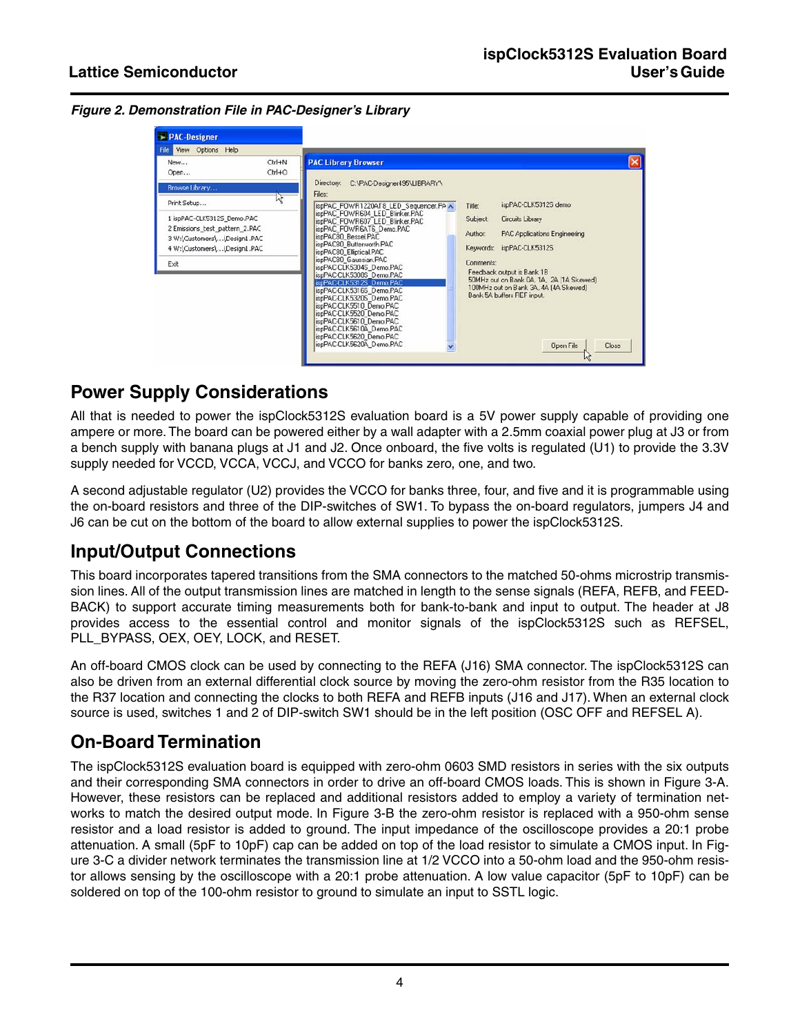*Figure 2. Demonstration File in PAC-Designer's Library*

## Power Supply Considerations

All that is needed to power the ispClock5312S evaluation board is a 5V power supply capable of providing one ampere or more. The board can be powered either by a wall adapter with a 2.5mm coaxial power plug at J3 or from a bench supply with banana plugs at J1 and J2. Once onboard, the five volts is regulated (U1) to provide the 3.3V supply needed for VCCD, VCCA, VCCJ, and VCCO for banks zero, one, and two.

A second adjustable regulator (U2) provides the VCCO for banks three, four, and five and it is programmable using the on-board resistors and three of the DIP-switches of SW1. To bypass the on-board regulators, jumpers J4 and J6 can be cut on the bottom of the board to allow external supplies to power the ispClock5312S.

## Input/Output Connections

This board incorporates tapered transitions from the SMA connectors to the matched 50-ohms microstrip transmission lines. All of the output transmission lines are matched in length to the sense signals (REFA, REFB, and FEEDBACK) to support accurate timing measurements both for bank-to-bank and input to output. The header at J8 provides access to the essential control and monitor signals of the ispClock5312S such as REFSEL, PLL_BYPASS, OEX, OEY, LOCK, and RESET.

An off-board CMOS clock can be used by connecting to the REFA (J16) SMA connector. The ispClock5312S can also be driven from an external differential clock source by moving the zero-ohm resistor from the R35 location to the R37 location and connecting the clocks to both REFA and REFB inputs (J16 and J17). When an external clock source is used, switches 1 and 2 of DIP-switch SW1 should be in the left position (OSC OFF and REFSEL A).

## On-Board Termination

The ispClock5312S evaluation board is equipped with zero-ohm 0603 SMD resistors in series with the six outputs and their corresponding SMA connectors in order to drive an off-board CMOS loads. This is shown in Figure 3-A. However, these resistors can be replaced and additional resistors added to employ a variety of termination networks to match the desired output mode. In Figure 3-B the zero-ohm resistor is replaced with a 950-ohm sense resistor and a load resistor is added to ground. The input impedance of the oscilloscope provides a 20:1 probe attenuation. A small (5pF to 10pF) cap can be added on top of the load resistor to simulate a CMOS input. In Figure 3-C a divider network terminates the transmission line at 1/2 VCCO into a 50-ohm load and the 950-ohm resistor allows sensing by the oscilloscope with a 20:1 probe attenuation. A low value capacitor (5pF to 10pF) can be soldered on top of the 100-ohm resistor to ground to simulate an input to SSTL logic.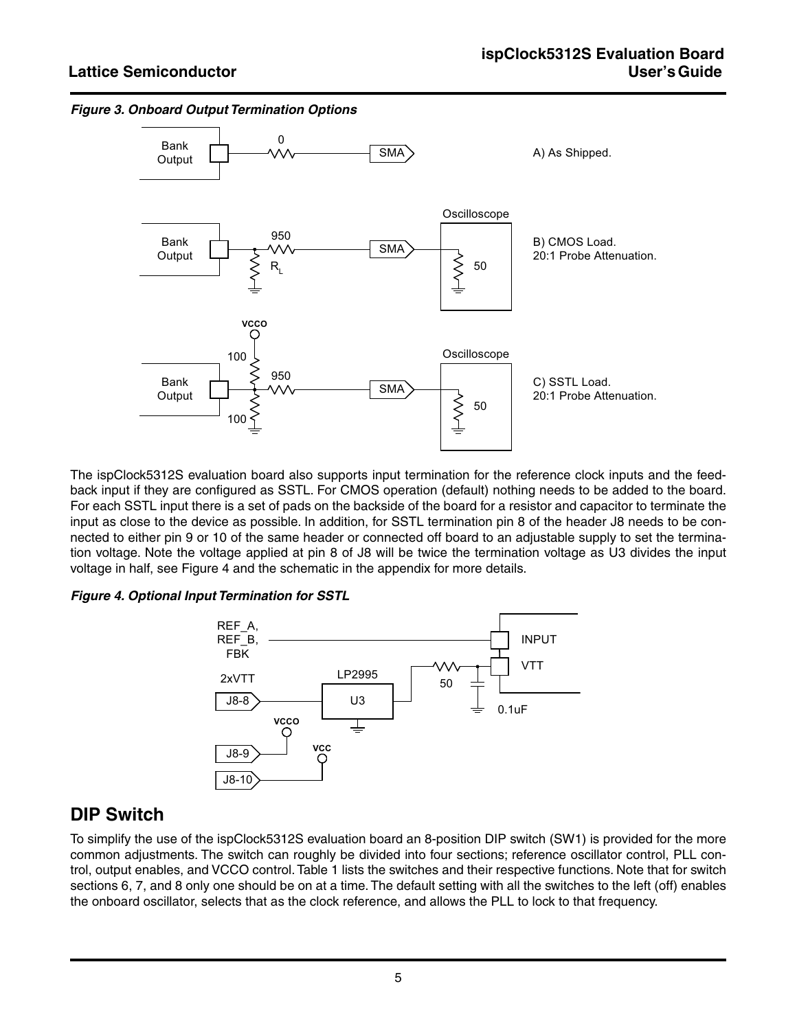*Figure 3. Onboard Output Termination Options*

The ispClock5312S evaluation board also supports input termination for the reference clock inputs and the feedback input if they are configured as SSTL. For CMOS operation (default) nothing needs to be added to the board. For each SSTL input there is a set of pads on the backside of the board for a resistor and capacitor to terminate the input as close to the device as possible. In addition, for SSTL termination pin 8 of the header J8 needs to be connected to either pin 9 or 10 of the same header or connected off board to an adjustable supply to set the termination voltage. Note the voltage applied at pin 8 of J8 will be twice the termination voltage as U3 divides the input voltage in half, see Figure 4 and the schematic in the appendix for more details.

*Figure 4. Optional Input Termination for SSTL*

## DIP Switch

To simplify the use of the ispClock5312S evaluation board an 8-position DIP switch (SW1) is provided for the more common adjustments. The switch can roughly be divided into four sections; reference oscillator control, PLL control, output enables, and VCCO control. Table 1 lists the switches and their respective functions. Note that for switch sections 6, 7, and 8 only one should be on at a time. The default setting with all the switches to the left (off) enables the onboard oscillator, selects that as the clock reference, and allows the PLL to lock to that frequency.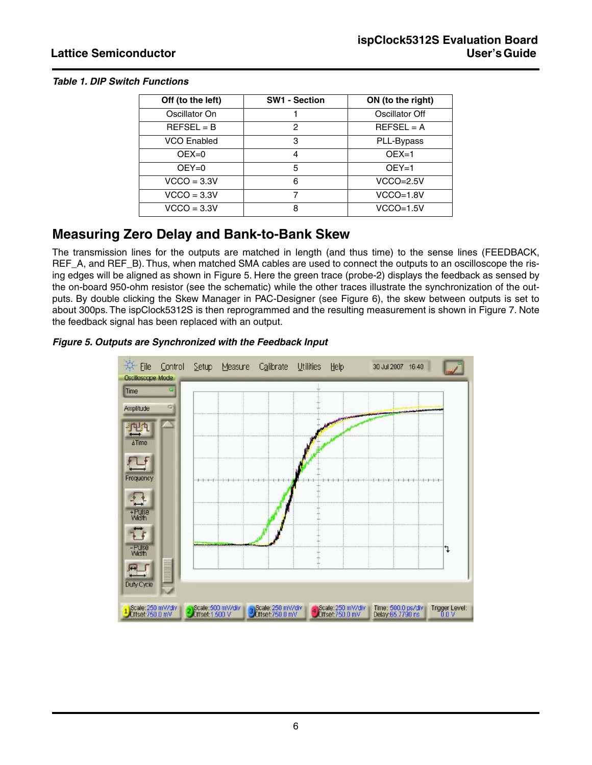*Table 1. DIP Switch Functions*

| Off (to the left) | SW1 - Section | ON (to the right) |
|---|---|---|
| Oscillator On | 1 | Oscillator Off |
| REFSEL = B | 2 | REFSEL = A |
| VCO Enabled | 3 | PLL-Bypass |
| OEX=0 | 4 | OEX=1 |
| OEY=0 | 5 | OEY=1 |
| VCCO = 3.3V | 6 | VCCO=2.5V |
| VCCO = 3.3V | 7 | VCCO=1.8V |
| VCCO = 3.3V | 8 | VCCO=1.5V |

## Measuring Zero Delay and Bank-to-Bank Skew

The transmission lines for the outputs are matched in length (and thus time) to the sense lines (FEEDBACK, REF_A, and REF_B). Thus, when matched SMA cables are used to connect the outputs to an oscilloscope the rising edges will be aligned as shown in Figure 5. Here the green trace (probe-2) displays the feedback as sensed by the on-board 950-ohm resistor (see the schematic) while the other traces illustrate the synchronization of the outputs. By double clicking the Skew Manager in PAC-Designer (see Figure 6), the skew between outputs is set to about 300ps. The ispClock5312S is then reprogrammed and the resulting measurement is shown in Figure 7. Note the feedback signal has been replaced with an output.

*Figure 5. Outputs are Synchronized with the Feedback Input*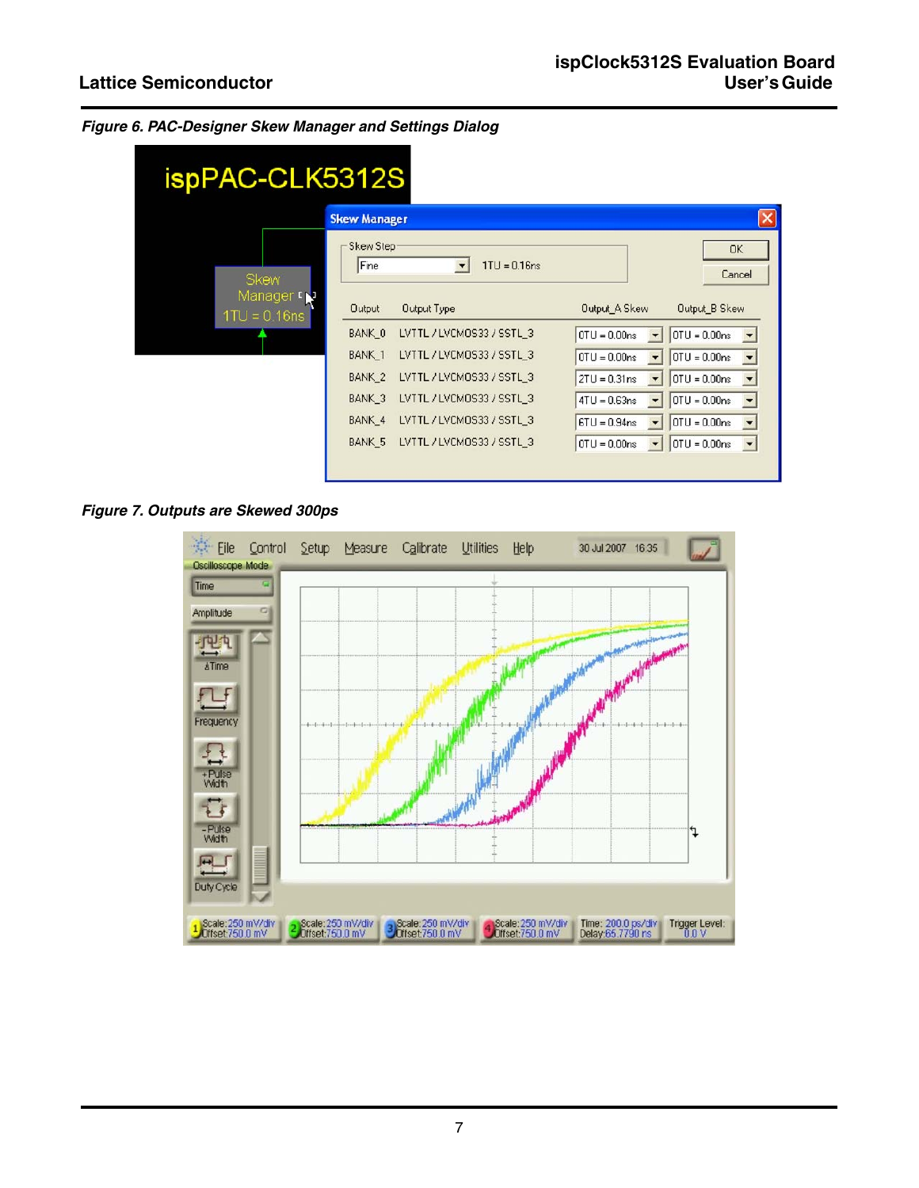*Figure 6. PAC-Designer Skew Manager and Settings Dialog*

*Figure 7. Outputs are Skewed 300ps*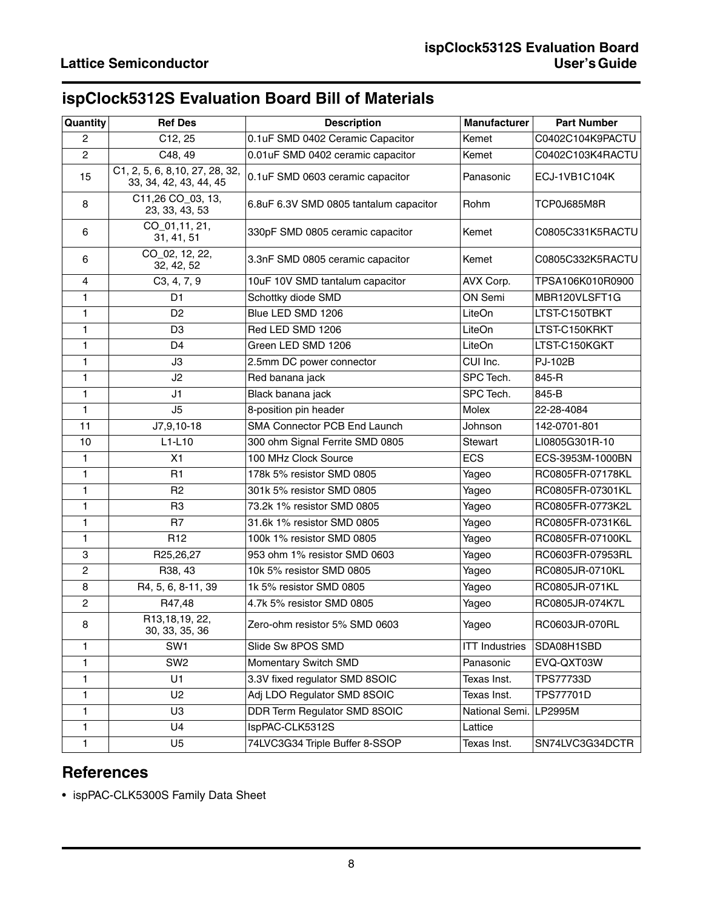## ispClock5312S Evaluation Board Bill of Materials

| Quantity | Ref Des | Description | Manufacturer | Part Number |
|---|---|---|---|---|
| 2 | C12, 25 | 0.1uF SMD 0402 Ceramic Capacitor | Kemet | C0402C104K9PACTU |
| 2 | C48, 49 | 0.01uF SMD 0402 ceramic capacitor | Kemet | C0402C103K4RACTU |
| 15 | C1, 2, 5, 6, 8,10, 27, 28, 32, 33, 34, 42, 43, 44, 45 | 0.1uF SMD 0603 ceramic capacitor | Panasonic | ECJ-1VB1C104K |
| 8 | C11,26 CO_03, 13, 23, 33, 43, 53 | 6.8uF 6.3V SMD 0805 tantalum capacitor | Rohm | TCP0J685M8R |
| 6 | CO_01,11, 21, 31, 41, 51 | 330pF SMD 0805 ceramic capacitor | Kemet | C0805C331K5RACTU |
| 6 | CO_02, 12, 22, 32, 42, 52 | 3.3nF SMD 0805 ceramic capacitor | Kemet | C0805C332K5RACTU |
| 4 | C3, 4, 7, 9 | 10uF 10V SMD tantalum capacitor | AVX Corp. | TPSA106K010R0900 |
| 1 | D1 | Schottky diode SMD | ON Semi | MBR120VLSFT1G |
| 1 | D2 | Blue LED SMD 1206 | LiteOn | LTST-C150TBKT |
| 1 | D3 | Red LED SMD 1206 | LiteOn | LTST-C150KRKT |
| 1 | D4 | Green LED SMD 1206 | LiteOn | LTST-C150KGKT |
| 1 | J3 | 2.5mm DC power connector | CUI Inc. | PJ-102B |
| 1 | J2 | Red banana jack | SPC Tech. | 845-R |
| 1 | J1 | Black banana jack | SPC Tech. | 845-B |
| 1 | J5 | 8-position pin header | Molex | 22-28-4084 |
| 11 | J7,9,10-18 | SMA Connector PCB End Launch | Johnson | 142-0701-801 |
| 10 | L1-L10 | 300 ohm Signal Ferrite SMD 0805 | Stewart | LI0805G301R-10 |
| 1 | X1 | 100 MHz Clock Source | ECS | ECS-3953M-1000BN |
| 1 | R1 | 178k 5% resistor SMD 0805 | Yageo | RC0805FR-07178KL |
| 1 | R2 | 301k 5% resistor SMD 0805 | Yageo | RC0805FR-07301KL |
| 1 | R3 | 73.2k 1% resistor SMD 0805 | Yageo | RC0805FR-0773K2L |
| 1 | R7 | 31.6k 1% resistor SMD 0805 | Yageo | RC0805FR-0731K6L |
| 1 | R12 | 100k 1% resistor SMD 0805 | Yageo | RC0805FR-07100KL |
| 3 | R25,26,27 | 953 ohm 1% resistor SMD 0603 | Yageo | RC0603FR-07953RL |
| 2 | R38, 43 | 10k 5% resistor SMD 0805 | Yageo | RC0805JR-0710KL |
| 8 | R4, 5, 6, 8-11, 39 | 1k 5% resistor SMD 0805 | Yageo | RC0805JR-071KL |
| 2 | R47,48 | 4.7k 5% resistor SMD 0805 | Yageo | RC0805JR-074K7L |
| 8 | R13,18,19, 22, 30, 33, 35, 36 | Zero-ohm resistor 5% SMD 0603 | Yageo | RC0603JR-070RL |
| 1 | SW1 | Slide Sw 8POS SMD | ITT Industries | SDA08H1SBD |
| 1 | SW2 | Momentary Switch SMD | Panasonic | EVQ-QXT03W |
| 1 | U1 | 3.3V fixed regulator SMD 8SOIC | Texas Inst. | TPS77733D |
| 1 | U2 | Adj LDO Regulator SMD 8SOIC | Texas Inst. | TPS77701D |
| 1 | U3 | DDR Term Regulator SMD 8SOIC | National Semi. | LP2995M |
| 1 | U4 | IspPAC-CLK5312S | Lattice | |
| 1 | U5 | 74LVC3G34 Triple Buffer 8-SSOP | Texas Inst. | SN74LVC3G34DCTR |

## References

- ispPAC-CLK5300S Family Data Sheet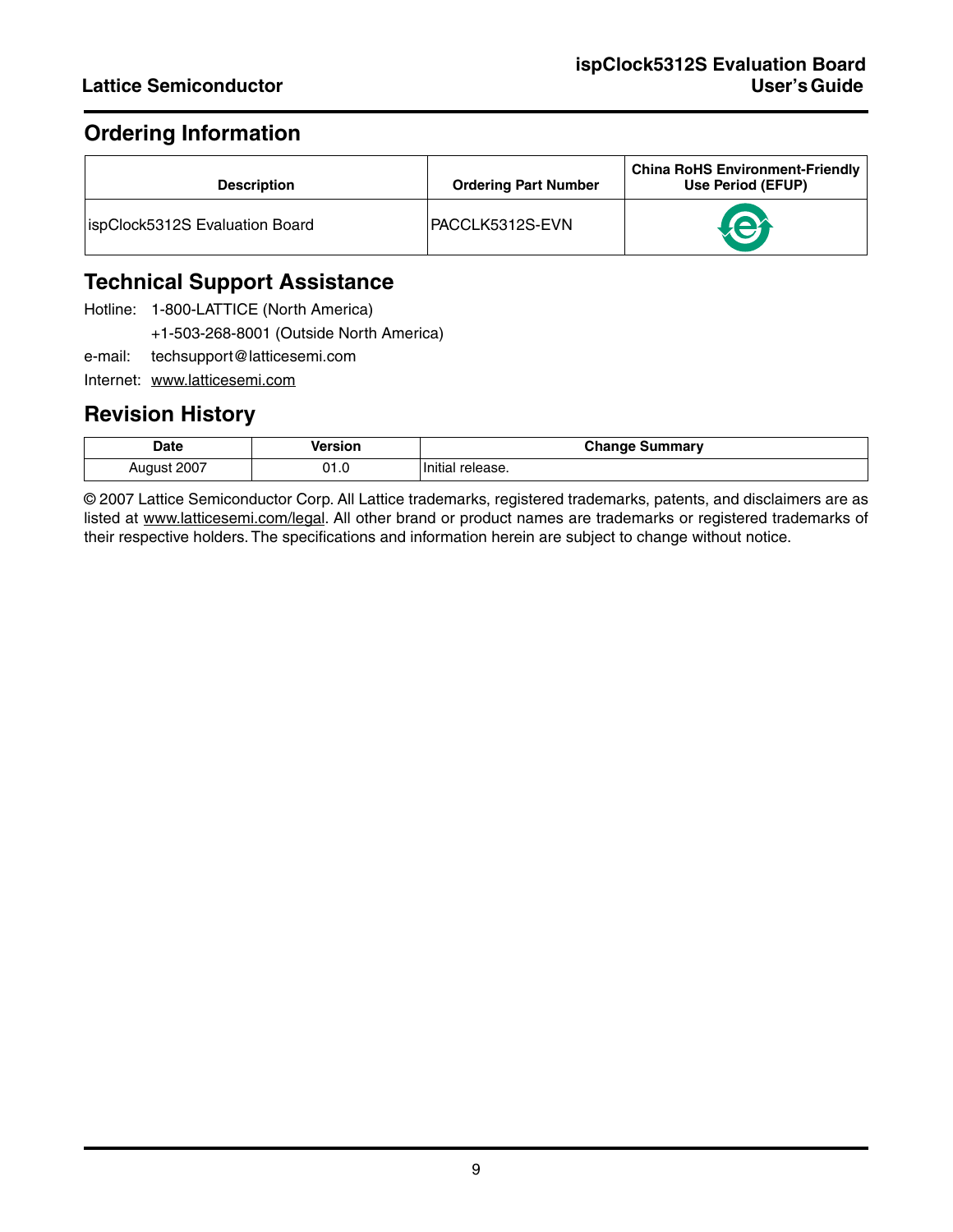## Ordering Information

| Description | Ordering Part Number | China RoHS Environment-Friendly Use Period (EFUP) |
|---|---|---|
| ispClock5312S Evaluation Board | PACCLK5312S-EVN | |

## Technical Support Assistance

Hotline: 1-800-LATTICE (North America)

+1-503-268-8001 (Outside North America)

e-mail: techsupport@latticesemi.com

Internet: www.latticesemi.com

## Revision History

| Date | Version | Change Summary |
|---|---|---|
| August 2007 | 01.0 | Initial release. |

© 2007 Lattice Semiconductor Corp. All Lattice trademarks, registered trademarks, patents, and disclaimers are as listed at www.latticesemi.com/legal. All other brand or product names are trademarks or registered trademarks of their respective holders. The specifications and information herein are subject to change without notice.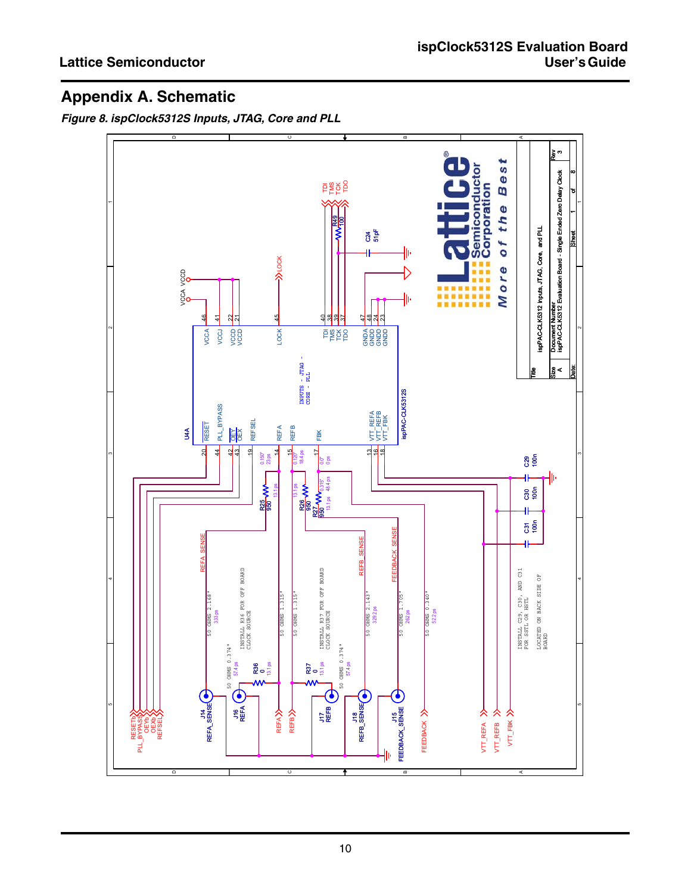# Appendix A. Schematic

*Figure 8. ispClock5312S Inputs, JTAG, Core and PLL*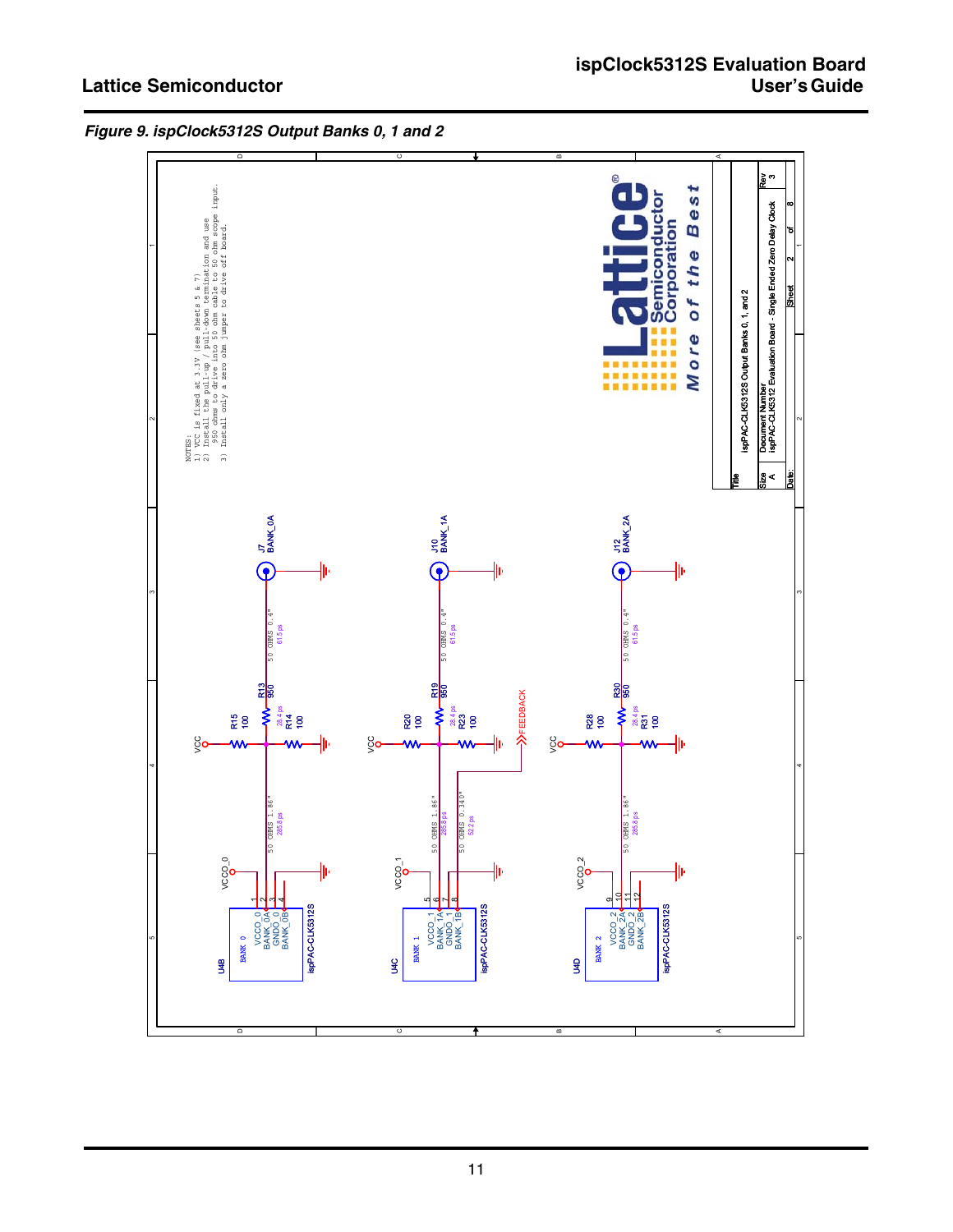*Figure 9. ispClock5312S Output Banks 0, 1 and 2*

NOTES:
1) VCC is fixed at 3.3V (see sheets 5 & 7)
2) Install the pull-up / pull-down termination and use 950 ohms to drive into 50 ohm cable to 50 ohm scope input.
3) Install only a zero ohm jumper to drive off board.

| Title | ispPAC-CLK5312S Output Banks 0, 1, and 2 | |
|---|---|---|
| Size | Document Number | Rev |
| A | ispPAC-CLK5312 Evaluation Board - Single Ended Zero Delay Clock | 3 |
| Date: | Sheet 2 of 8 | |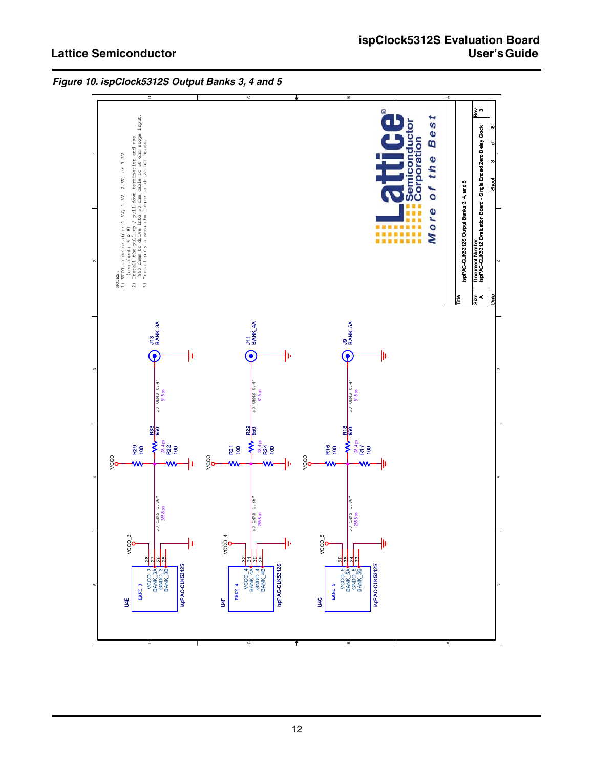*Figure 10. ispClock5312S Output Banks 3, 4 and 5*

NOTES:
1) VCCO is selectable: 1.5V, 1.8V, 2.5V, or 3.3V
   (see sheets 5 & 8)
2) Install the pull-up / pull-down termination and use
   950 ohms to drive into 50 ohm cable to 50 ohm scope input.
3) Install only a zero ohm jumper to drive off board.

| | |
|---|---|
| Title | ispPAC-CLK5312S Output Banks 3, 4, and 5 |
| Size | A |
| Document Number | ispPAC-CLK5312 Evaluation Board - Single Ended Zero Delay Clock |
| Rev | 3 |
| Date: | |
| Sheet | 3 of 8 |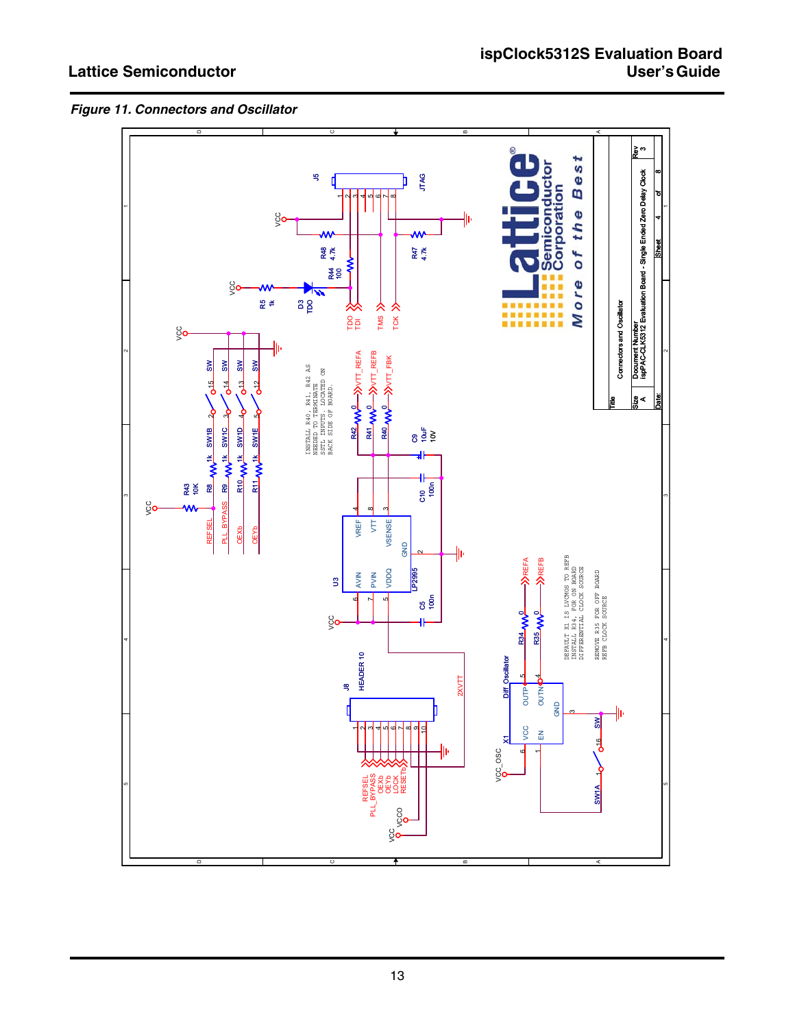*Figure 11. Connectors and Oscillator*

INSTALL R40, R41, R42 AS NEEDED TO TERMINATE SSTL INPUTS. LOCATED ON BACK SIDE OF BOARD.

DEFAULT X1 IS LVCMOS TO REFB
INSTALL R34, FOR ON BOARD DIFFERENTIAL CLOCK SOURCE

REMOVE R35 FOR OFF BOARD REFB CLOCK SOURCE

| Title | Connectors and Oscillator | | | |
|---|---|---|---|---|
| Size A | Document Number: ispPAC-CLK5312 Evaluation Board - Single Ended Zero Delay Clock | | | Rev 3 |
| Date: | | Sheet 4 | of 8 | |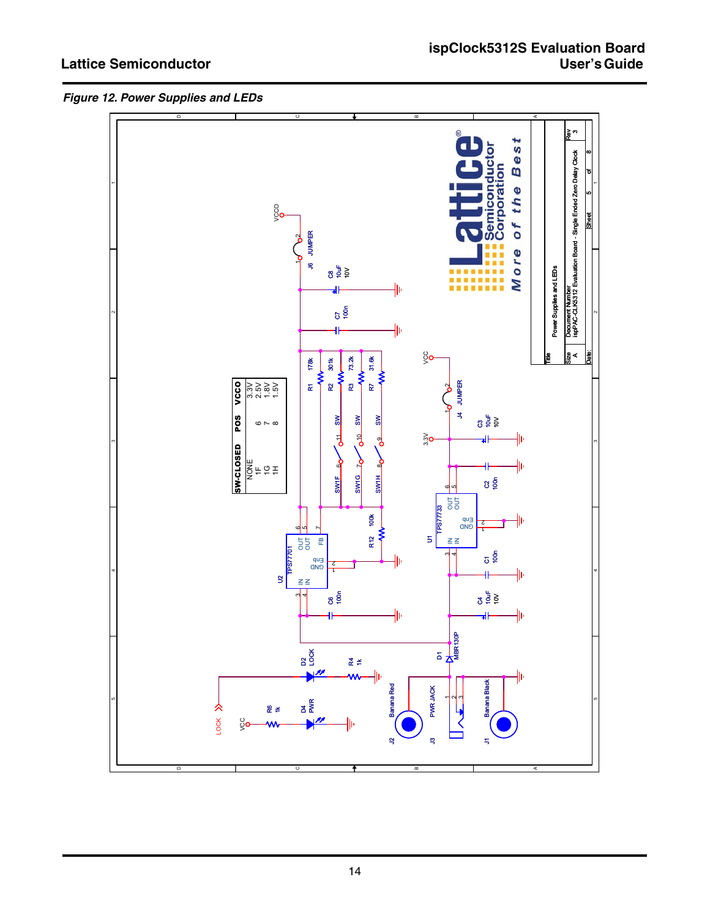*Figure 12. Power Supplies and LEDs*

| SW-CLOSED | POS | VCCO |
|---|---|---|
| NONE | | 3.3V |
| 1F | 6 | 2.5V |
| 1G | 7 | 1.8V |
| 1H | 8 | 1.5V |

Title: Power Supplies and LEDs

Size: A

Document Number: ispPAC-CLK5312 Evaluation Board - Single Ended Zero Delay Clock

Rev: 3

Date:

Sheet 5 of 8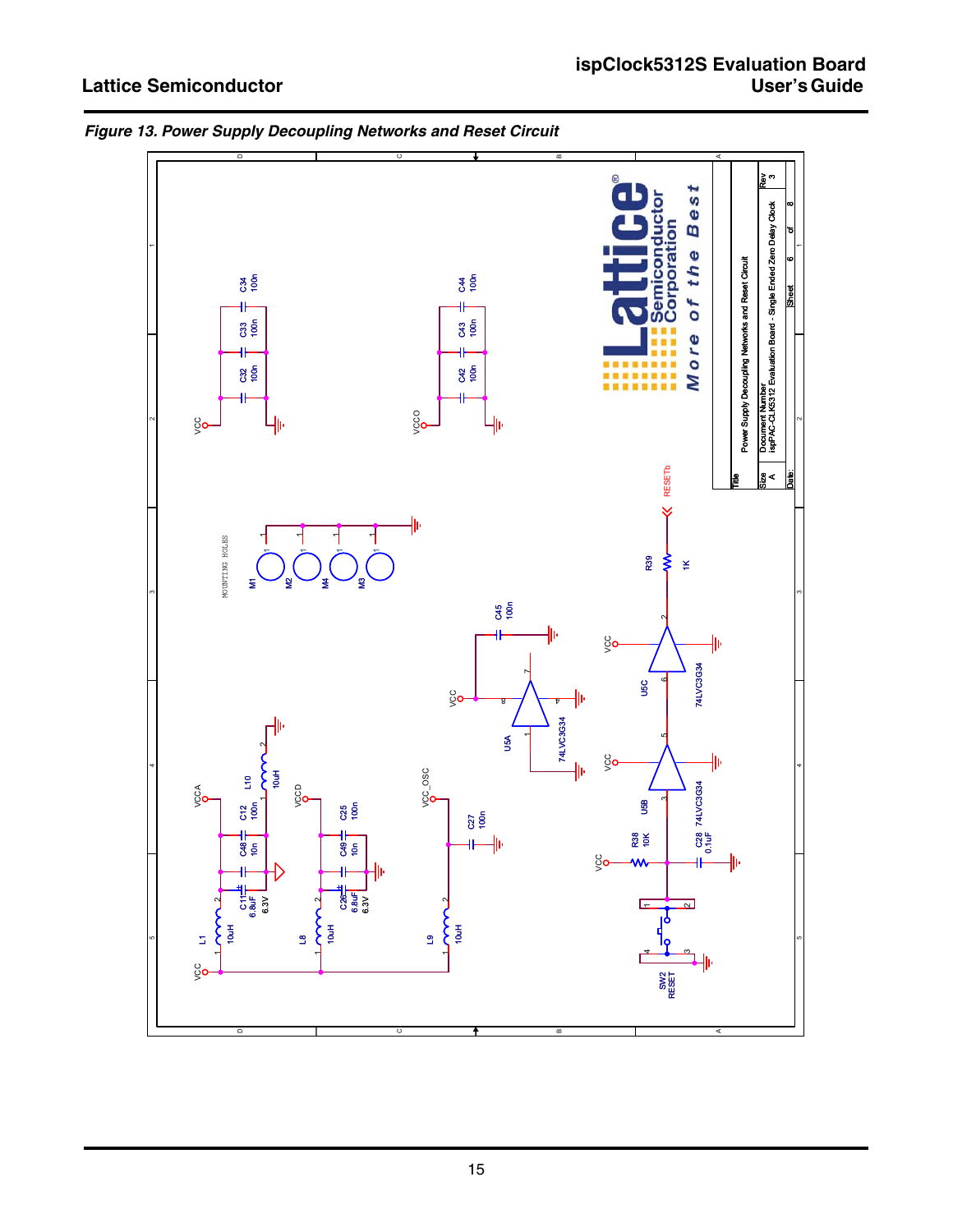*Figure 13. Power Supply Decoupling Networks and Reset Circuit*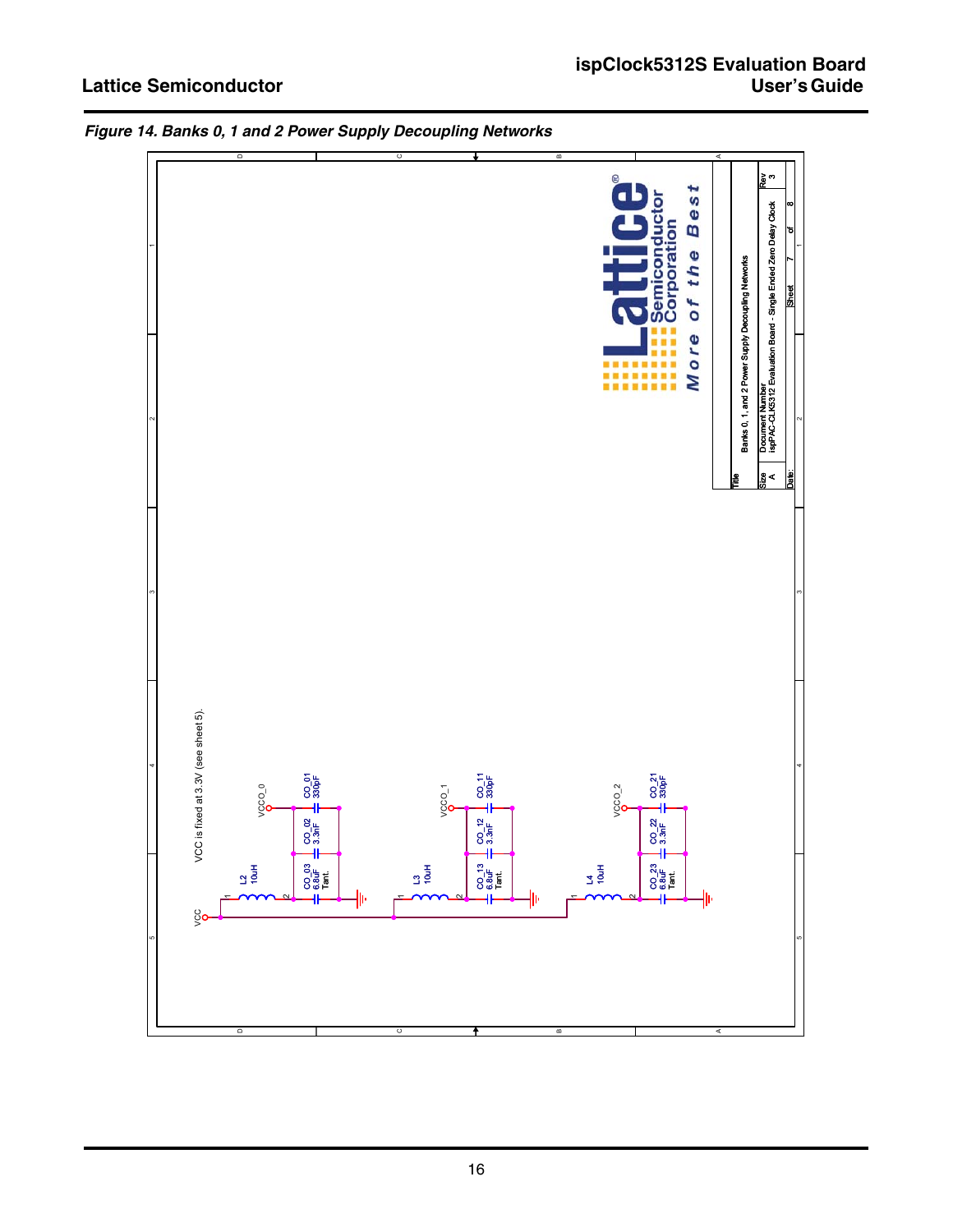*Figure 14. Banks 0, 1 and 2 Power Supply Decoupling Networks*

VCC is fixed at 3.3V (see sheet 5).

VCC

L2 10uH

VCCO_0

CO_01 330pF

CO_02 3.3nF

CO_03 6.8uF Tant.

L3 10uH

VCCO_1

CO_11 330pF

CO_12 3.3nF

CO_13 6.8uF Tant.

L4 10uH

VCCO_2

CO_21 330pF

CO_22 3.3nF

CO_23 6.8uF Tant.

Lattice Semiconductor Corporation

More of the Best

| Title | Banks 0, 1, and 2 Power Supply Decoupling Networks | |
|---|---|---|
| Size A | Document Number ispPAC-CLK5312 Evaluation Board - Single Ended Zero Delay Clock | Rev 3 |
| Date: | Sheet 7 of 8 | |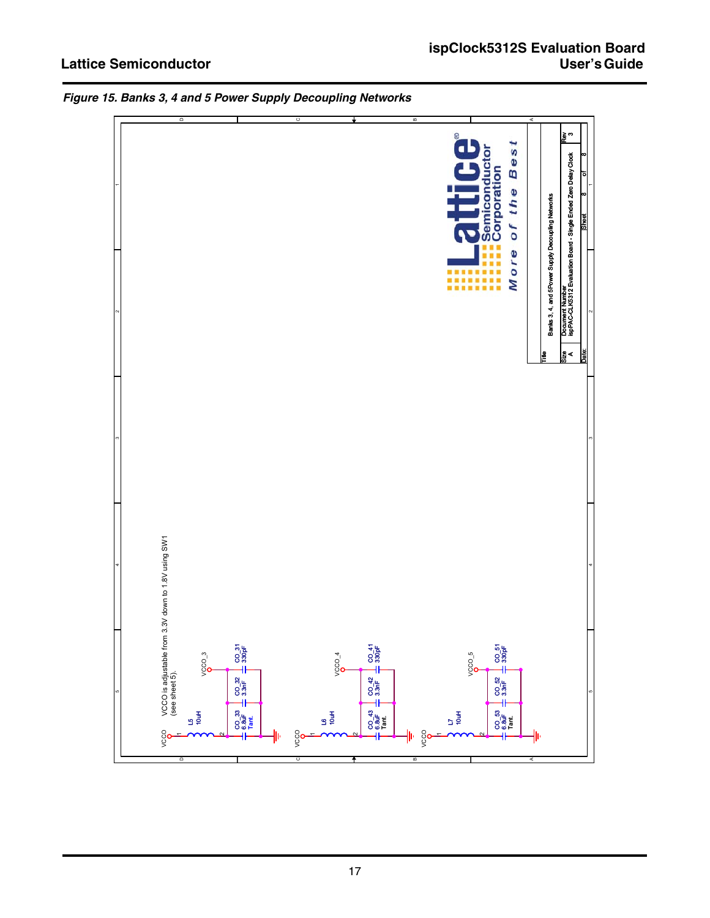*Figure 15. Banks 3, 4 and 5 Power Supply Decoupling Networks*

VCCO is adjustable from 3.3V down to 1.8V using SW1 (see sheet 5).

VCCO
L5
10uH
VCCO_3
CO_31
330pF
CO_32
3.3nF
CO_33
6.8uF
Tant.

VCCO
L6
10uH
VCCO_4
CO_41
330pF
CO_42
3.3nF
CO_43
6.8uF
Tant.

VCCO
L7
10uH
VCCO_5
CO_51
330pF
CO_52
3.3nF
CO_53
6.8uF
Tant.

Lattice Semiconductor Corporation
More of the Best

Title: Banks 3, 4, and 5 Power Supply Decoupling Networks
Size: A
Document Number: ispPAC-CLK5312 Evaluation Board - Single Ended Zero Delay Clock
Rev: 3
Date:
Sheet 8 of 8